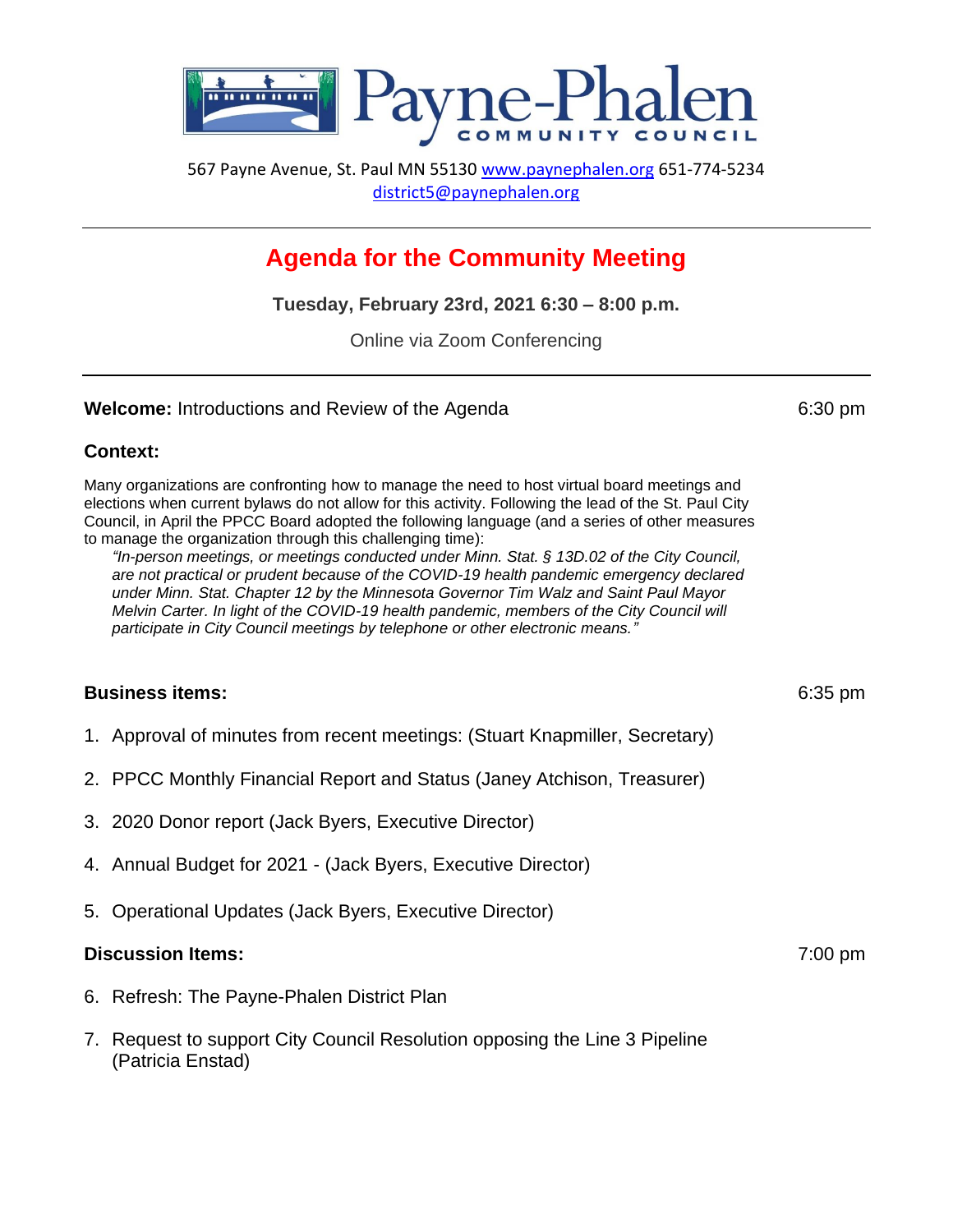# Payne-Phalen Community Council

567 Payne Avenue, St. Paul MN 55130 www.paynephalen.org 651-774-5234
district5@paynephalen.org

---

## Agenda for the Community Meeting

**Tuesday, February 23rd, 2021 6:30 – 8:00 p.m.**

Online via Zoom Conferencing

---

**Welcome:** Introductions and Review of the Agenda — 6:30 pm

### Context:

Many organizations are confronting how to manage the need to host virtual board meetings and elections when current bylaws do not allow for this activity. Following the lead of the St. Paul City Council, in April the PPCC Board adopted the following language (and a series of other measures to manage the organization through this challenging time):

> *"In-person meetings, or meetings conducted under Minn. Stat. § 13D.02 of the City Council, are not practical or prudent because of the COVID-19 health pandemic emergency declared under Minn. Stat. Chapter 12 by the Minnesota Governor Tim Walz and Saint Paul Mayor Melvin Carter. In light of the COVID-19 health pandemic, members of the City Council will participate in City Council meetings by telephone or other electronic means."*

### Business items: — 6:35 pm

1. Approval of minutes from recent meetings: (Stuart Knapmiller, Secretary)
2. PPCC Monthly Financial Report and Status (Janey Atchison, Treasurer)
3. 2020 Donor report (Jack Byers, Executive Director)
4. Annual Budget for 2021 - (Jack Byers, Executive Director)
5. Operational Updates (Jack Byers, Executive Director)

### Discussion Items: — 7:00 pm

6. Refresh: The Payne-Phalen District Plan
7. Request to support City Council Resolution opposing the Line 3 Pipeline (Patricia Enstad)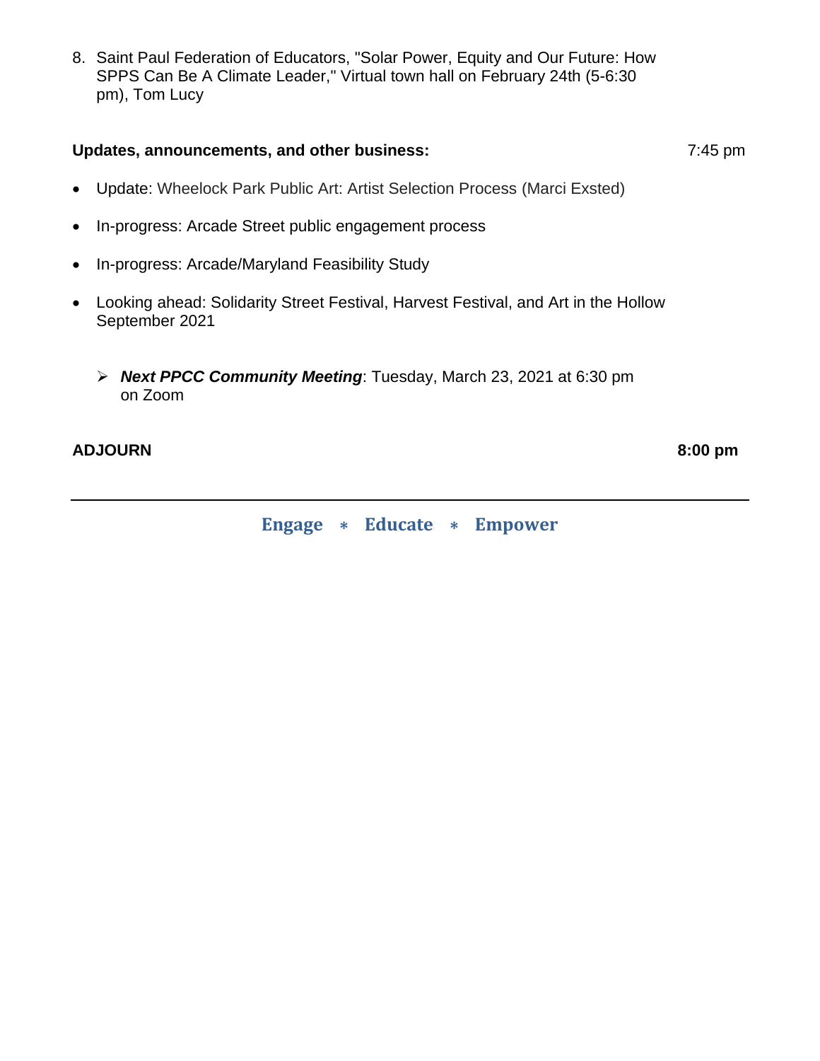8. Saint Paul Federation of Educators, "Solar Power, Equity and Our Future: How SPPS Can Be A Climate Leader," Virtual town hall on February 24th (5-6:30 pm), Tom Lucy

**Updates, announcements, and other business:** 7:45 pm

- Update: Wheelock Park Public Art: Artist Selection Process (Marci Exsted)
- In-progress: Arcade Street public engagement process
- In-progress: Arcade/Maryland Feasibility Study
- Looking ahead: Solidarity Street Festival, Harvest Festival, and Art in the Hollow September 2021

  - ***Next PPCC Community Meeting***: Tuesday, March 23, 2021 at 6:30 pm on Zoom

**ADJOURN** **8:00 pm**

---

**Engage ∗ Educate ∗ Empower**